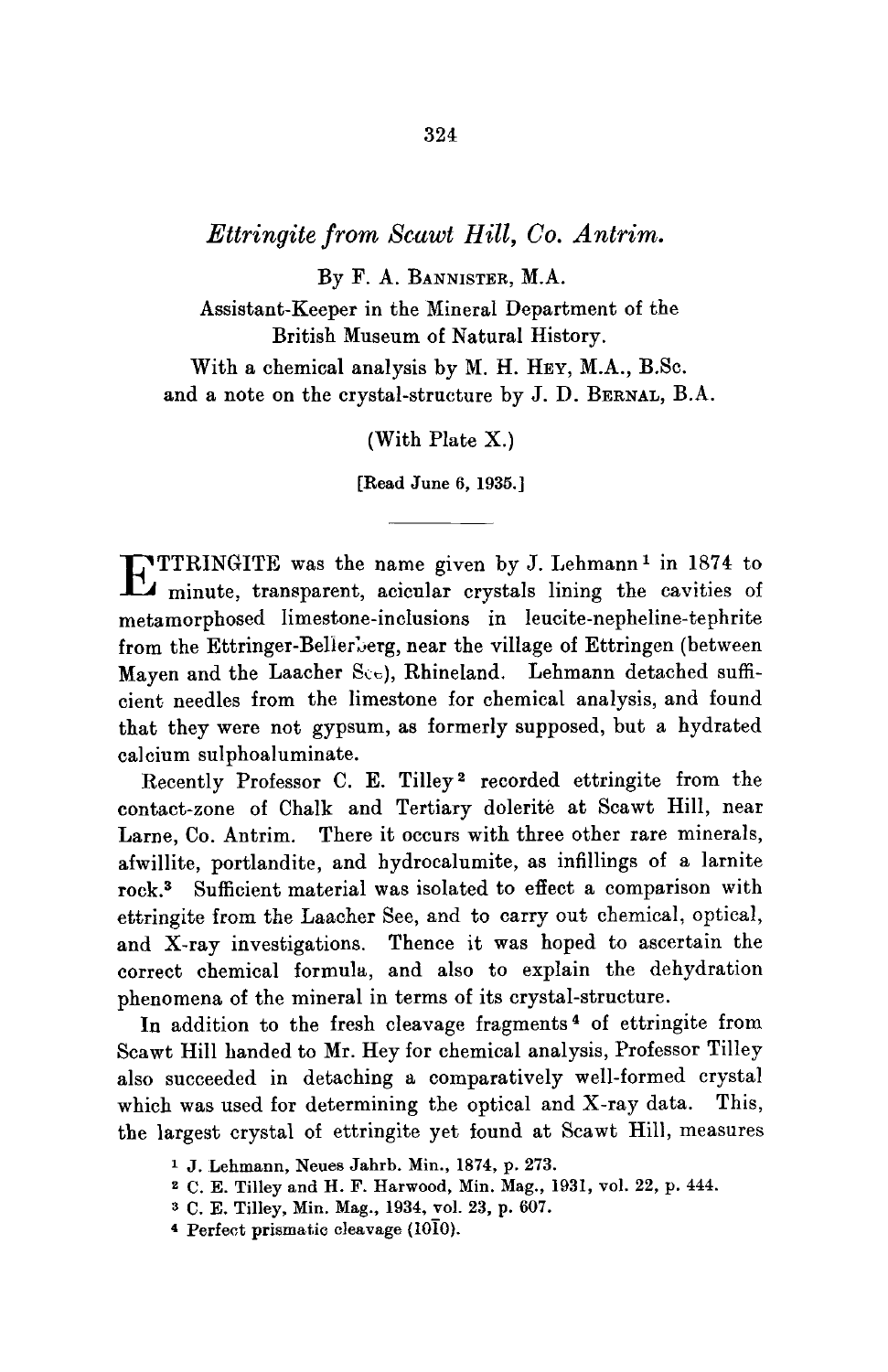# *Ettringite from Scawt Hill, Co. Antrim.*

By F. A. Bannister, M.A.

Assistant-Keeper in the Mineral Department of the British Museum of Natural History.

With a chemical analysis by M. H. Hey, M.A., B.Sc. and a note on the crystal-structure by J. D. Bernal, B.A.

(With Plate X.)

[Read June 6, 1935.]

ETTRINGITE was the name given by J. Lehmann[1] in 1874 to minute, transparent, acicular crystals lining the cavities of metamorphosed limestone-inclusions in leucite-nepheline-tephrite from the Ettringer-Bellerberg, near the village of Ettringen (between Mayen and the Laacher See), Rhineland. Lehmann detached sufficient needles from the limestone for chemical analysis, and found that they were not gypsum, as formerly supposed, but a hydrated calcium sulphoaluminate.

Recently Professor C. E. Tilley[2] recorded ettringite from the contact-zone of Chalk and Tertiary dolerite at Scawt Hill, near Larne, Co. Antrim. There it occurs with three other rare minerals, afwillite, portlandite, and hydrocalumite, as infillings of a larnite rock.[3] Sufficient material was isolated to effect a comparison with ettringite from the Laacher See, and to carry out chemical, optical, and X-ray investigations. Thence it was hoped to ascertain the correct chemical formula, and also to explain the dehydration phenomena of the mineral in terms of its crystal-structure.

In addition to the fresh cleavage fragments[4] of ettringite from Scawt Hill handed to Mr. Hey for chemical analysis, Professor Tilley also succeeded in detaching a comparatively well-formed crystal which was used for determining the optical and X-ray data. This, the largest crystal of ettringite yet found at Scawt Hill, measures

[1] J. Lehmann, Neues Jahrb. Min., 1874, p. 273.

[2] C. E. Tilley and H. F. Harwood, Min. Mag., 1931, vol. 22, p. 444.

[3] C. E. Tilley, Min. Mag., 1934, vol. 23, p. 607.

[4] Perfect prismatic cleavage $(10\bar{1}0)$.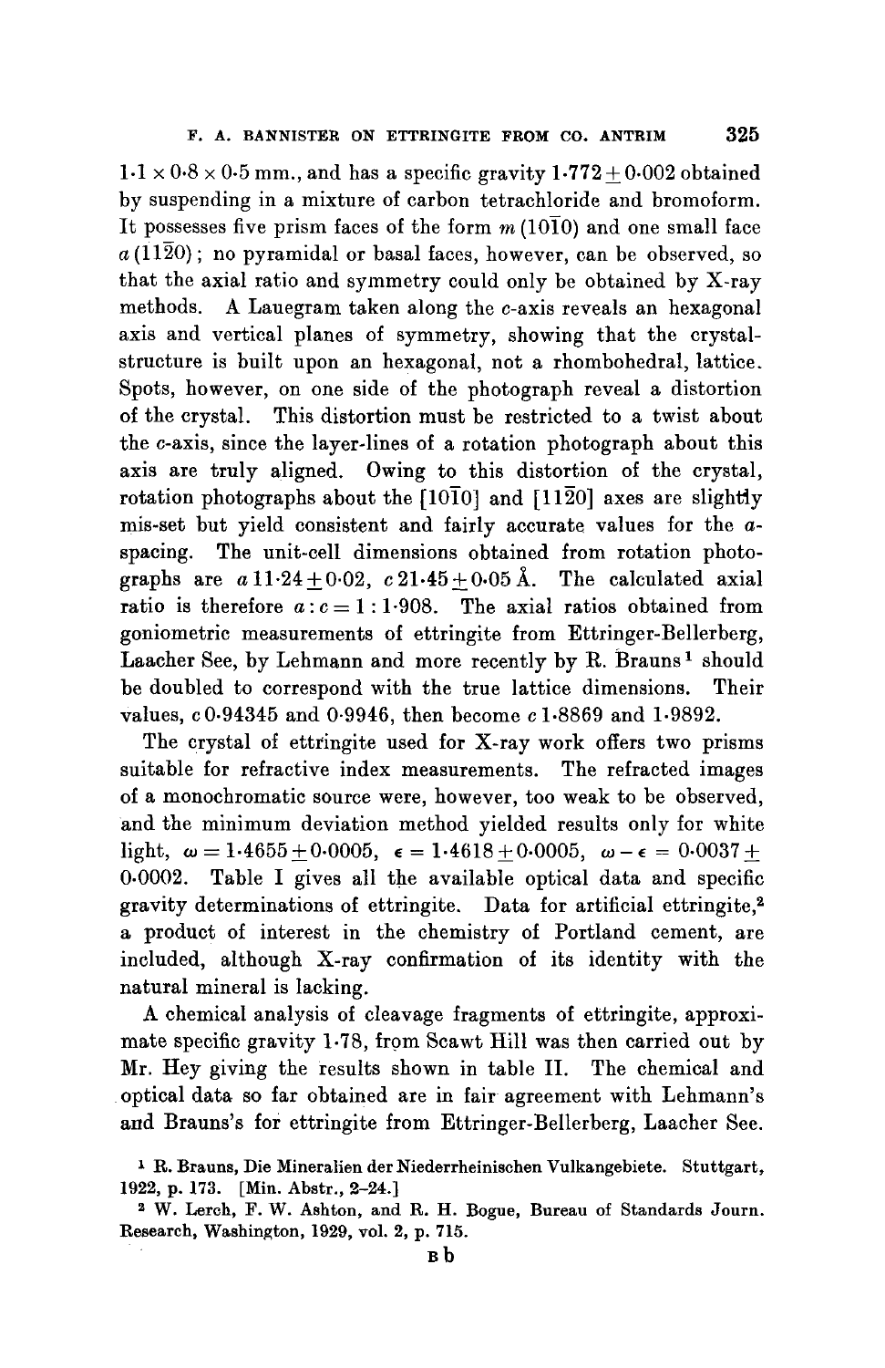$1.1 \times 0.8 \times 0.5$ mm., and has a specific gravity $1.772 \pm 0.002$ obtained by suspending in a mixture of carbon tetrachloride and bromoform. It possesses five prism faces of the form $m$ $(10\bar{1}0)$ and one small face $a$ $(11\bar{2}0)$; no pyramidal or basal faces, however, can be observed, so that the axial ratio and symmetry could only be obtained by X-ray methods. A Lauegram taken along the $c$-axis reveals an hexagonal axis and vertical planes of symmetry, showing that the crystal-structure is built upon an hexagonal, not a rhombohedral, lattice. Spots, however, on one side of the photograph reveal a distortion of the crystal. This distortion must be restricted to a twist about the $c$-axis, since the layer-lines of a rotation photograph about this axis are truly aligned. Owing to this distortion of the crystal, rotation photographs about the $[10\bar{1}0]$ and $[11\bar{2}0]$ axes are slightly mis-set but yield consistent and fairly accurate values for the $a$-spacing. The unit-cell dimensions obtained from rotation photographs are $a$ $11.24 \pm 0.02$, $c$ $21.45 \pm 0.05$ Å. The calculated axial ratio is therefore $a : c = 1 : 1.908$. The axial ratios obtained from goniometric measurements of ettringite from Ettringer-Bellerberg, Laacher See, by Lehmann and more recently by R. Brauns[1] should be doubled to correspond with the true lattice dimensions. Their values, $c$ 0.94345 and 0.9946, then become $c$ 1.8869 and 1.9892.

The crystal of ettringite used for X-ray work offers two prisms suitable for refractive index measurements. The refracted images of a monochromatic source were, however, too weak to be observed, and the minimum deviation method yielded results only for white light, $\omega = 1.4655 \pm 0.0005$, $\epsilon = 1.4618 \pm 0.0005$, $\omega - \epsilon = 0.0037 \pm 0.0002$. Table I gives all the available optical data and specific gravity determinations of ettringite. Data for artificial ettringite,[2] a product of interest in the chemistry of Portland cement, are included, although X-ray confirmation of its identity with the natural mineral is lacking.

A chemical analysis of cleavage fragments of ettringite, approximate specific gravity 1.78, from Scawt Hill was then carried out by Mr. Hey giving the results shown in table II. The chemical and optical data so far obtained are in fair agreement with Lehmann's and Brauns's for ettringite from Ettringer-Bellerberg, Laacher See.

[1] R. Brauns, Die Mineralien der Niederrheinischen Vulkangebiete. Stuttgart, 1922, p. 173. [Min. Abstr., 2–24.]

[2] W. Lerch, F. W. Ashton, and R. H. Bogue, Bureau of Standards Journ. Research, Washington, 1929, vol. 2, p. 715.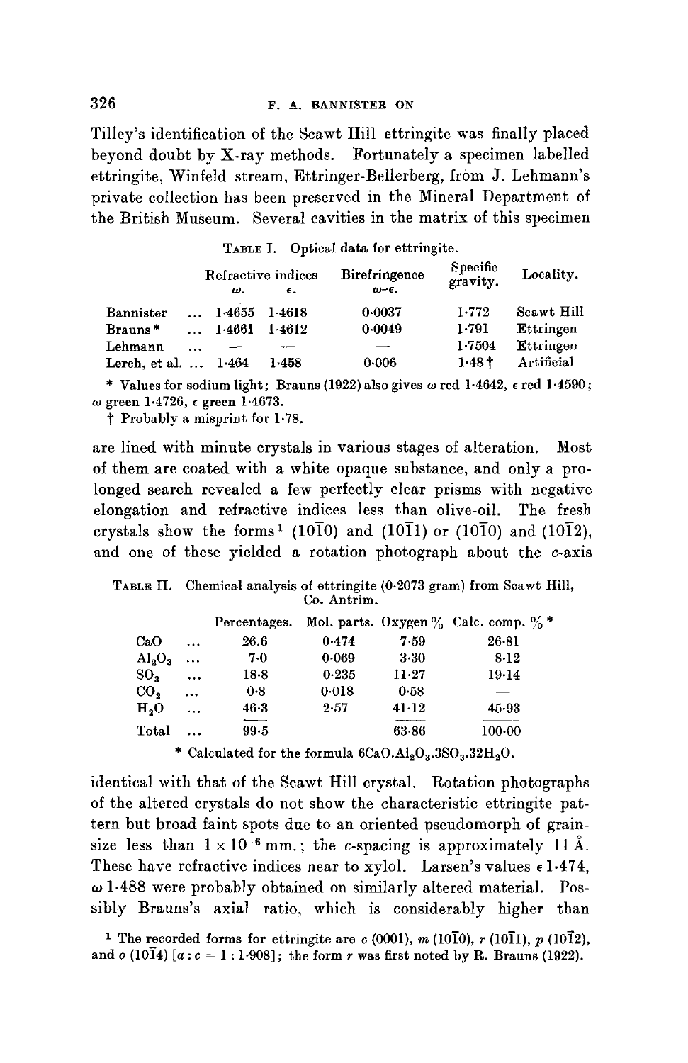Tilley's identification of the Scawt Hill ettringite was finally placed beyond doubt by X-ray methods. Fortunately a specimen labelled ettringite, Winfeld stream, Ettringer-Bellerberg, from J. Lehmann's private collection has been preserved in the Mineral Department of the British Museum. Several cavities in the matrix of this specimen

TABLE I. Optical data for ettringite.

| | Refractive indices | | Birefringence | Specific gravity. | Locality. |
|---|---|---|---|---|---|
| | $\omega$. | $\epsilon$. | $\omega - \epsilon$. | | |
| Bannister ... | 1·4655 | 1·4618 | 0·0037 | 1·772 | Scawt Hill |
| Brauns* ... | 1·4661 | 1·4612 | 0·0049 | 1·791 | Ettringen |
| Lehmann ... | — | — | — | 1·7504 | Ettringen |
| Lerch, et al. ... | 1·464 | 1·458 | 0·006 | 1·48 † | Artificial |

\* Values for sodium light; Brauns (1922) also gives $\omega$ red 1·4642, $\epsilon$ red 1·4590; $\omega$ green 1·4726, $\epsilon$ green 1·4673.

† Probably a misprint for 1·78.

are lined with minute crystals in various stages of alteration. Most of them are coated with a white opaque substance, and only a prolonged search revealed a few perfectly clear prisms with negative elongation and refractive indices less than olive-oil. The fresh crystals show the forms[1] $(10\bar{1}0)$ and $(10\bar{1}1)$ or $(10\bar{1}0)$ and $(10\bar{1}2)$, and one of these yielded a rotation photograph about the $c$-axis

TABLE II. Chemical analysis of ettringite (0·2073 gram) from Scawt Hill, Co. Antrim.

| | Percentages. | Mol. parts. | Oxygen %. | Calc. comp. % * |
|---|---|---|---|---|
| CaO ... | 26.6 | 0·474 | 7·59 | 26·81 |
| $Al_2O_3$ ... | 7·0 | 0·069 | 3·30 | 8·12 |
| $SO_3$ ... | 18·8 | 0·235 | 11·27 | 19·14 |
| $CO_2$ ... | 0·8 | 0·018 | 0·58 | — |
| $H_2O$ ... | 46·3 | 2·57 | 41·12 | 45·93 |
| Total ... | 99·5 | | 63·86 | 100·00 |

\* Calculated for the formula $6CaO.Al_2O_3.3SO_3.32H_2O$.

identical with that of the Scawt Hill crystal. Rotation photographs of the altered crystals do not show the characteristic ettringite pattern but broad faint spots due to an oriented pseudomorph of grain-size less than $1 \times 10^{-6}$ mm.; the $c$-spacing is approximately 11 Å. These have refractive indices near to xylol. Larsen's values $\epsilon$ 1·474, $\omega$ 1·488 were probably obtained on similarly altered material. Possibly Brauns's axial ratio, which is considerably higher than

[1] The recorded forms for ettringite are $c$ (0001), $m$ $(10\bar{1}0)$, $r$ $(10\bar{1}1)$, $p$ $(10\bar{1}2)$, and $o$ $(10\bar{1}4)$ [$a : c = 1 : 1{\cdot}908$]; the form $r$ was first noted by R. Brauns (1922).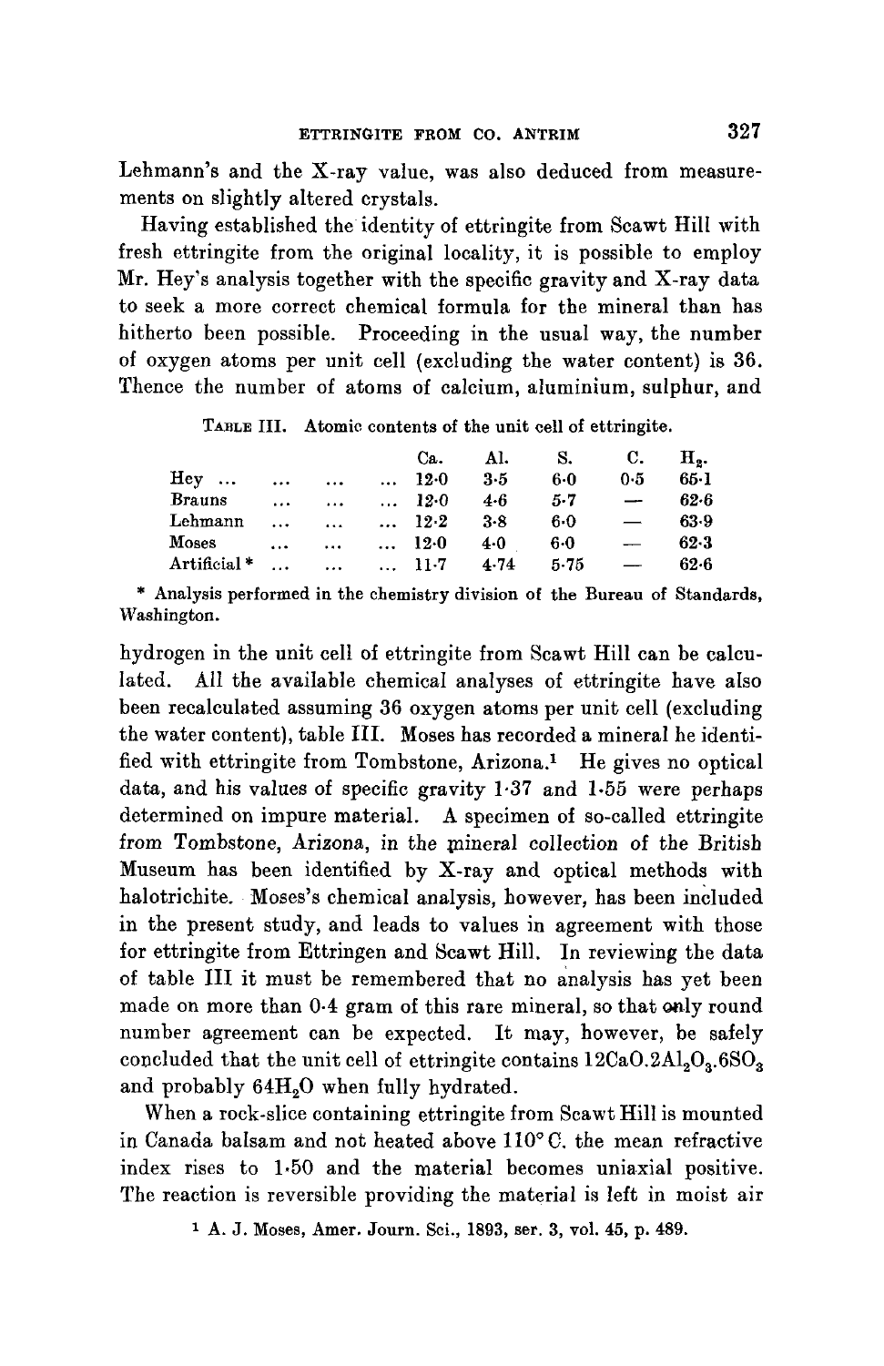Lehmann's and the X-ray value, was also deduced from measurements on slightly altered crystals.

Having established the identity of ettringite from Scawt Hill with fresh ettringite from the original locality, it is possible to employ Mr. Hey's analysis together with the specific gravity and X-ray data to seek a more correct chemical formula for the mineral than has hitherto been possible. Proceeding in the usual way, the number of oxygen atoms per unit cell (excluding the water content) is 36. Thence the number of atoms of calcium, aluminium, sulphur, and hydrogen in the unit cell of ettringite from Scawt Hill can be calculated. All the available chemical analyses of ettringite have also been recalculated assuming 36 oxygen atoms per unit cell (excluding the water content), table III. Moses has recorded a mineral he identified with ettringite from Tombstone, Arizona.[1] He gives no optical data, and his values of specific gravity 1·37 and 1·55 were perhaps determined on impure material. A specimen of so-called ettringite from Tombstone, Arizona, in the mineral collection of the British Museum has been identified by X-ray and optical methods with halotrichite. Moses's chemical analysis, however, has been included in the present study, and leads to values in agreement with those for ettringite from Ettringen and Scawt Hill. In reviewing the data of table III it must be remembered that no analysis has yet been made on more than 0·4 gram of this rare mineral, so that only round number agreement can be expected. It may, however, be safely concluded that the unit cell of ettringite contains $12CaO.2Al_2O_3.6SO_3$ and probably $64H_2O$ when fully hydrated.

TABLE III. Atomic contents of the unit cell of ettringite.

| | Ca. | Al. | S. | C. | $H_2$. |
|---|---|---|---|---|---|
| Hey | 12·0 | 3·5 | 6·0 | 0·5 | 65·1 |
| Brauns | 12·0 | 4·6 | 5·7 | — | 62·6 |
| Lehmann | 12·2 | 3·8 | 6·0 | — | 63·9 |
| Moses | 12·0 | 4·0 | 6·0 | — | 62·3 |
| Artificial * | 11·7 | 4·74 | 5·75 | — | 62·6 |

\* Analysis performed in the chemistry division of the Bureau of Standards, Washington.

When a rock-slice containing ettringite from Scawt Hill is mounted in Canada balsam and not heated above 110° C. the mean refractive index rises to 1·50 and the material becomes uniaxial positive. The reaction is reversible providing the material is left in moist air

[1] A. J. Moses, Amer. Journ. Sci., 1893, ser. 3, vol. 45, p. 489.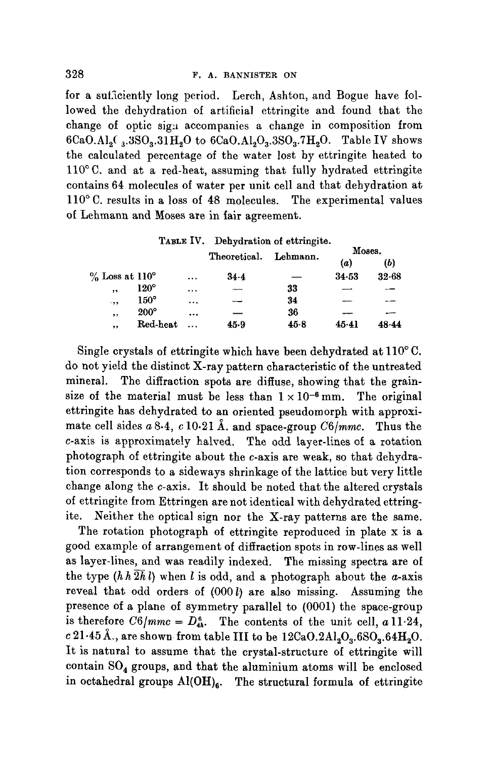for a sufficiently long period. Lerch, Ashton, and Bogue have followed the dehydration of artificial ettringite and found that the change of optic sign accompanies a change in composition from $6CaO.Al_2O_3.3SO_3.31H_2O$ to $6CaO.Al_2O_3.3SO_3.7H_2O$. Table IV shows the calculated percentage of the water lost by ettringite heated to 110° C. and at a red-heat, assuming that fully hydrated ettringite contains 64 molecules of water per unit cell and that dehydration at 110° C. results in a loss of 48 molecules. The experimental values of Lehmann and Moses are in fair agreement.

TABLE IV. Dehydration of ettringite.

| | Theoretical. | Lehmann. | Moses. (a) | Moses. (b) |
|---|---|---|---|---|
| % Loss at 110° | 34·4 | — | 34·53 | 32·68 |
| ,, 120° | — | 33 | — | — |
| ,, 150° | — | 34 | — | — |
| ,, 200° | — | 36 | — | — |
| ,, Red-heat | 45·9 | 45·8 | 45·41 | 48·44 |

Single crystals of ettringite which have been dehydrated at 110° C. do not yield the distinct X-ray pattern characteristic of the untreated mineral. The diffraction spots are diffuse, showing that the grain-size of the material must be less than $1 \times 10^{-6}$ mm. The original ettringite has dehydrated to an oriented pseudomorph with approximate cell sides *a* 8·4, *c* 10·21 Å. and space-group *C*6/*mmc*. Thus the *c*-axis is approximately halved. The odd layer-lines of a rotation photograph of ettringite about the *c*-axis are weak, so that dehydration corresponds to a sideways shrinkage of the lattice but very little change along the *c*-axis. It should be noted that the altered crystals of ettringite from Ettringen are not identical with dehydrated ettringite. Neither the optical sign nor the X-ray patterns are the same.

The rotation photograph of ettringite reproduced in plate x is a good example of arrangement of diffraction spots in row-lines as well as layer-lines, and was readily indexed. The missing spectra are of the type $(h\,h\,\overline{2h}\,l)$ when $l$ is odd, and a photograph about the *a*-axis reveal that odd orders of $(000\,l)$ are also missing. Assuming the presence of a plane of symmetry parallel to (0001) the space-group is therefore $C6/mmc = D_{4h}^{6}$. The contents of the unit cell, *a* 11·24, *c* 21·45 Å., are shown from table III to be $12CaO.2Al_2O_3.6SO_3.64H_2O$. It is natural to assume that the crystal-structure of ettringite will contain $SO_4$ groups, and that the aluminium atoms will be enclosed in octahedral groups $Al(OH)_6$. The structural formula of ettringite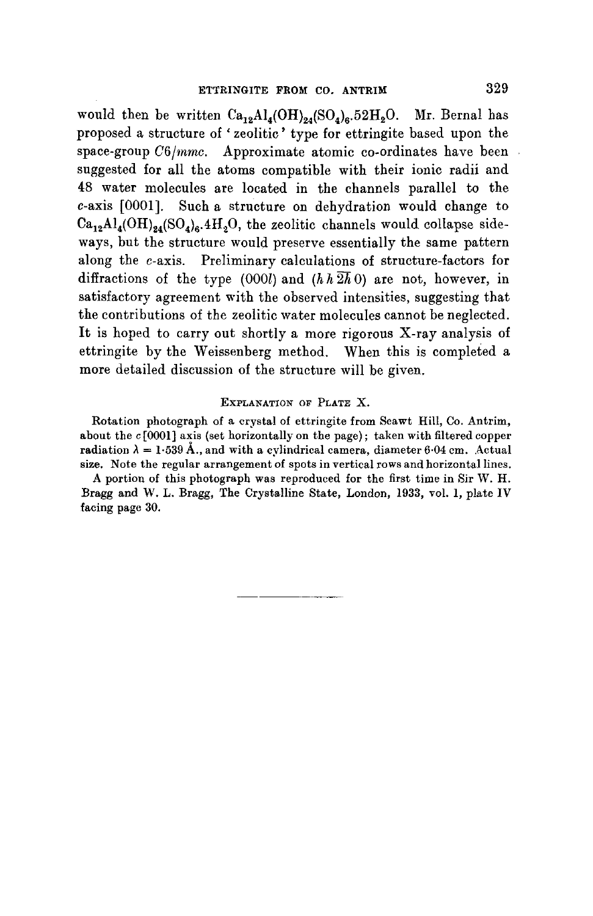would then be written $Ca_{12}Al_4(OH)_{24}(SO_4)_6.52H_2O$. Mr. Bernal has proposed a structure of 'zeolitic' type for ettringite based upon the space-group *C6/mmc*. Approximate atomic co-ordinates have been suggested for all the atoms compatible with their ionic radii and 48 water molecules are located in the channels parallel to the *c*-axis [0001]. Such a structure on dehydration would change to $Ca_{12}Al_4(OH)_{24}(SO_4)_6.4H_2O$, the zeolitic channels would collapse sideways, but the structure would preserve essentially the same pattern along the *c*-axis. Preliminary calculations of structure-factors for diffractions of the type $(000l)$ and $(h\,h\,\overline{2h}\,0)$ are not, however, in satisfactory agreement with the observed intensities, suggesting that the contributions of the zeolitic water molecules cannot be neglected. It is hoped to carry out shortly a more rigorous X-ray analysis of ettringite by the Weissenberg method. When this is completed a more detailed discussion of the structure will be given.

### Explanation of Plate X.

Rotation photograph of a crystal of ettringite from Scawt Hill, Co. Antrim, about the *c* [0001] axis (set horizontally on the page); taken with filtered copper radiation $\lambda = 1{\cdot}539$ Å., and with a cylindrical camera, diameter 6·04 cm. Actual size. Note the regular arrangement of spots in vertical rows and horizontal lines.

A portion of this photograph was reproduced for the first time in Sir W. H. Bragg and W. L. Bragg, The Crystalline State, London, 1933, vol. 1, plate IV facing page 30.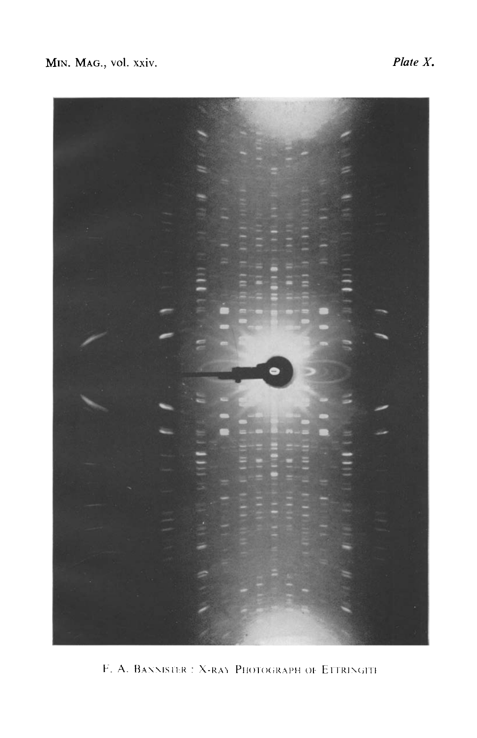F. A. BANNISTER: X-RAY PHOTOGRAPH OF ETTRINGITE